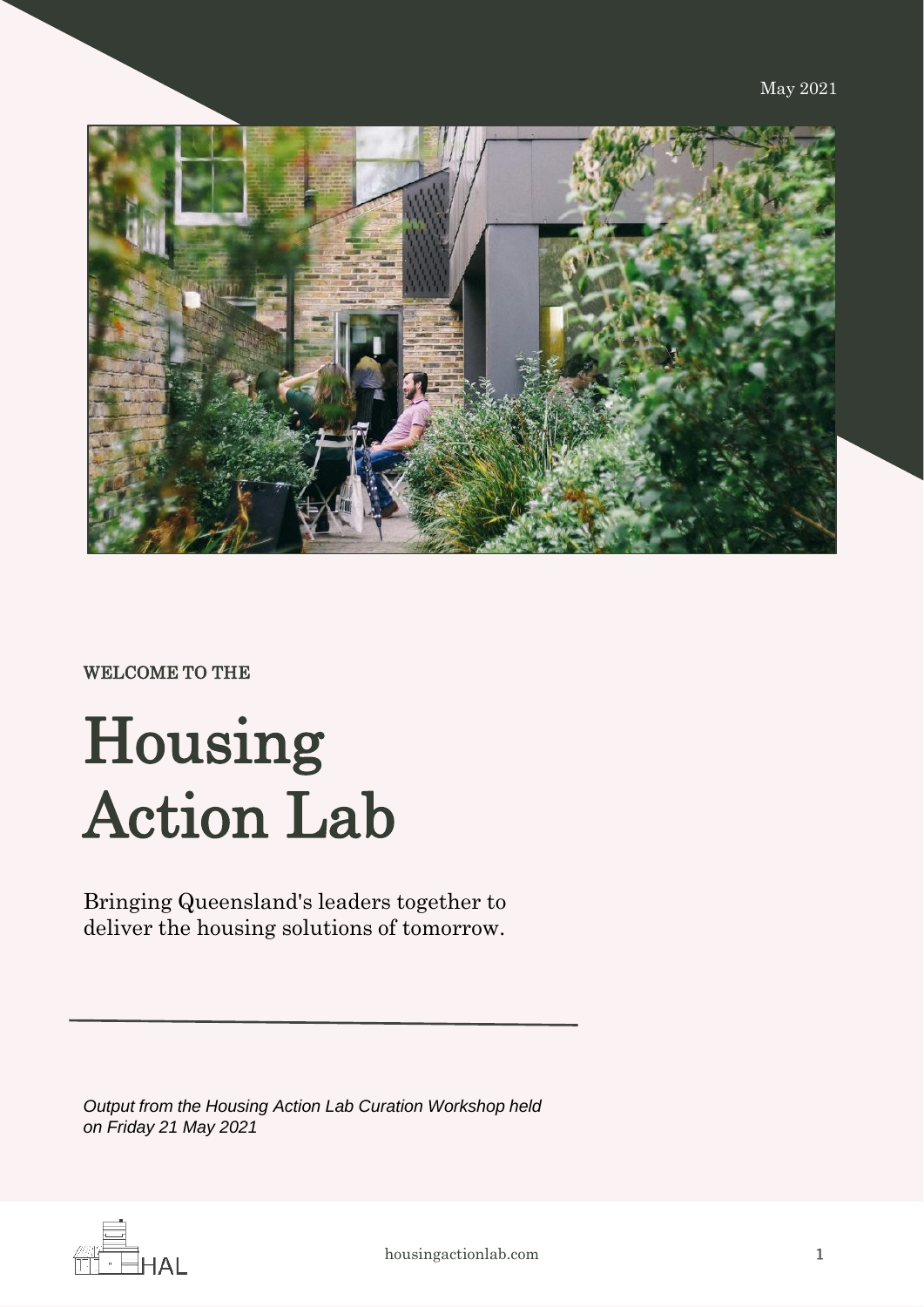May 2021

WELCOME TO THE

# Housing Action Lab

Bringing Queensland's leaders together to deliver the housing solutions of tomorrow.

---

*Output from the Housing Action Lab Curation Workshop held on Friday 21 May 2021*

housingactionlab.com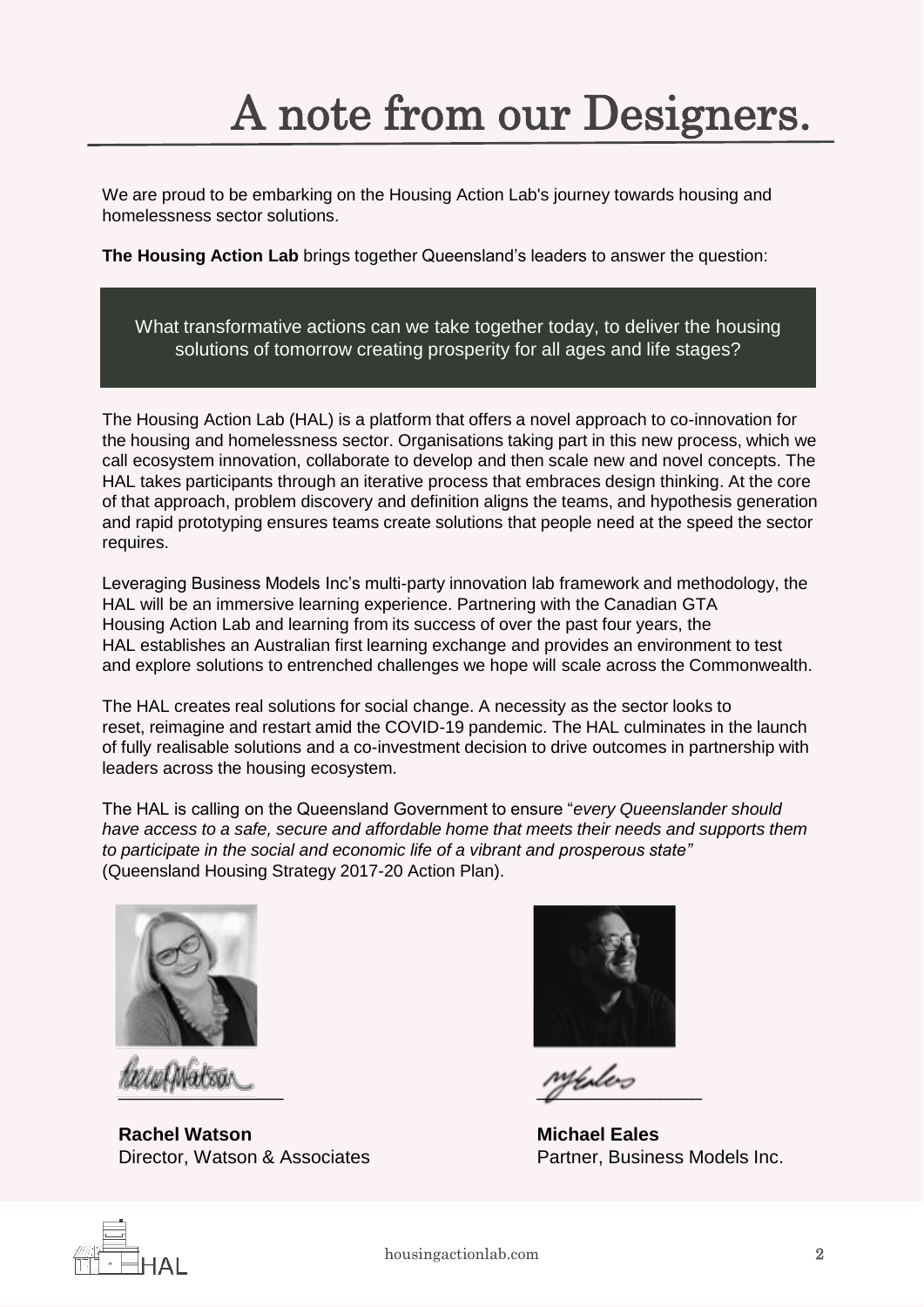# A note from our Designers.

We are proud to be embarking on the Housing Action Lab's journey towards housing and homelessness sector solutions.

**The Housing Action Lab** brings together Queensland's leaders to answer the question:

> What transformative actions can we take together today, to deliver the housing solutions of tomorrow creating prosperity for all ages and life stages?

The Housing Action Lab (HAL) is a platform that offers a novel approach to co-innovation for the housing and homelessness sector. Organisations taking part in this new process, which we call ecosystem innovation, collaborate to develop and then scale new and novel concepts. The HAL takes participants through an iterative process that embraces design thinking. At the core of that approach, problem discovery and definition aligns the teams, and hypothesis generation and rapid prototyping ensures teams create solutions that people need at the speed the sector requires.

Leveraging Business Models Inc's multi-party innovation lab framework and methodology, the HAL will be an immersive learning experience. Partnering with the Canadian GTA Housing Action Lab and learning from its success of over the past four years, the HAL establishes an Australian first learning exchange and provides an environment to test and explore solutions to entrenched challenges we hope will scale across the Commonwealth.

The HAL creates real solutions for social change. A necessity as the sector looks to reset, reimagine and restart amid the COVID-19 pandemic. The HAL culminates in the launch of fully realisable solutions and a co-investment decision to drive outcomes in partnership with leaders across the housing ecosystem.

The HAL is calling on the Queensland Government to ensure "*every Queenslander should have access to a safe, secure and affordable home that meets their needs and supports them to participate in the social and economic life of a vibrant and prosperous state"* (Queensland Housing Strategy 2017-20 Action Plan).

**Rachel Watson**
Director, Watson & Associates

**Michael Eales**
Partner, Business Models Inc.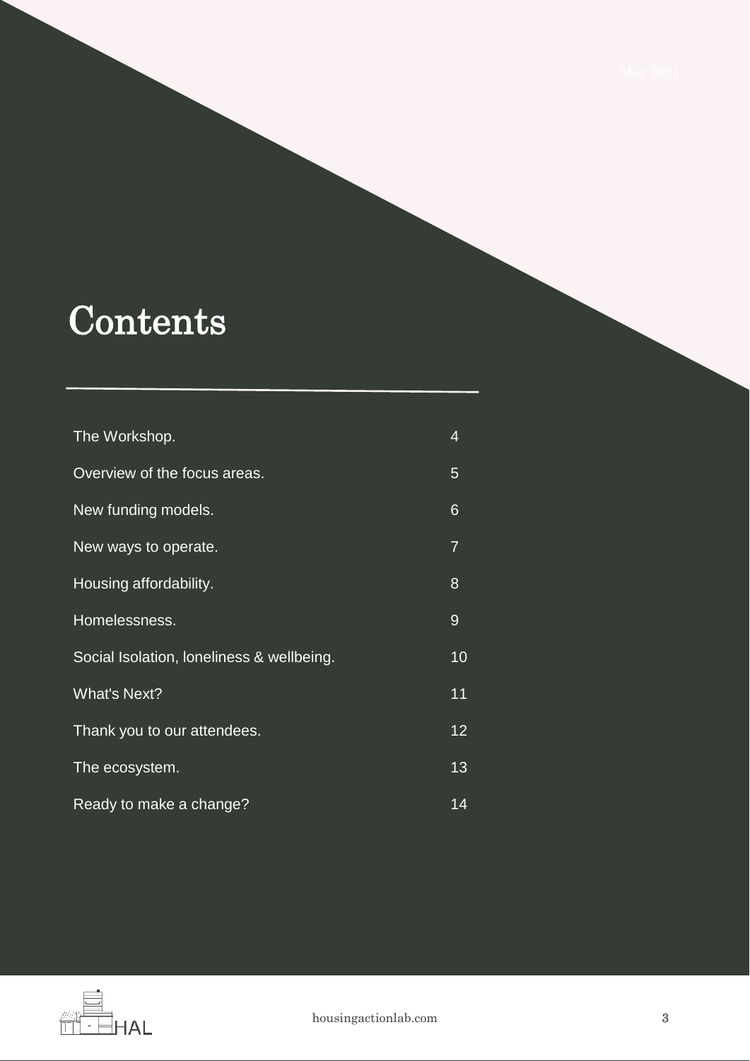# Contents

| | |
|---|---|
| The Workshop. | 4 |
| Overview of the focus areas. | 5 |
| New funding models. | 6 |
| New ways to operate. | 7 |
| Housing affordability. | 8 |
| Homelessness. | 9 |
| Social Isolation, loneliness & wellbeing. | 10 |
| What's Next? | 11 |
| Thank you to our attendees. | 12 |
| The ecosystem. | 13 |
| Ready to make a change? | 14 |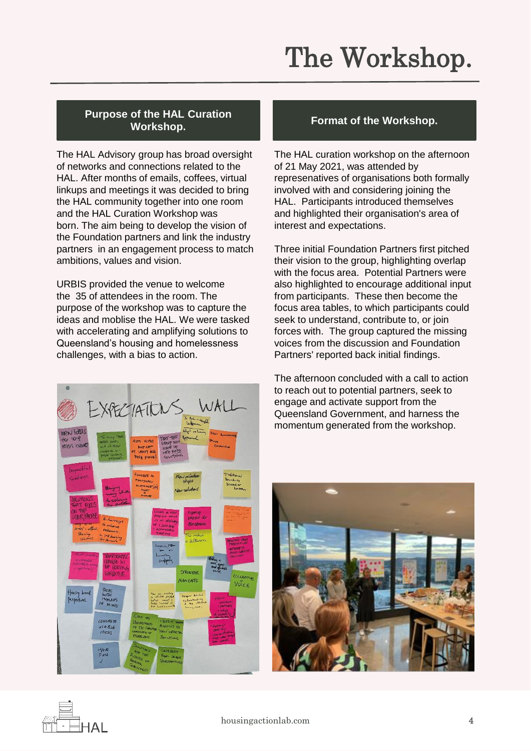# The Workshop.

## Purpose of the HAL Curation Workshop.

The HAL Advisory group has broad oversight of networks and connections related to the HAL. After months of emails, coffees, virtual linkups and meetings it was decided to bring the HAL community together into one room and the HAL Curation Workshop was born. The aim being to develop the vision of the Foundation partners and link the industry partners in an engagement process to match ambitions, values and vision.

URBIS provided the venue to welcome the 35 of attendees in the room. The purpose of the workshop was to capture the ideas and moblise the HAL. We were tasked with accelerating and amplifying solutions to Queensland's housing and homelessness challenges, with a bias to action.

## Format of the Workshop.

The HAL curation workshop on the afternoon of 21 May 2021, was attended by represenatives of organisations both formally involved with and considering joining the HAL. Participants introduced themselves and highlighted their organisation's area of interest and expectations.

Three initial Foundation Partners first pitched their vision to the group, highlighting overlap with the focus area. Potential Partners were also highlighted to encourage additional input from participants. These then become the focus area tables, to which participants could seek to understand, contribute to, or join forces with. The group captured the missing voices from the discussion and Foundation Partners' reported back initial findings.

The afternoon concluded with a call to action to reach out to potential partners, seek to engage and activate support from the Queensland Government, and harness the momentum generated from the workshop.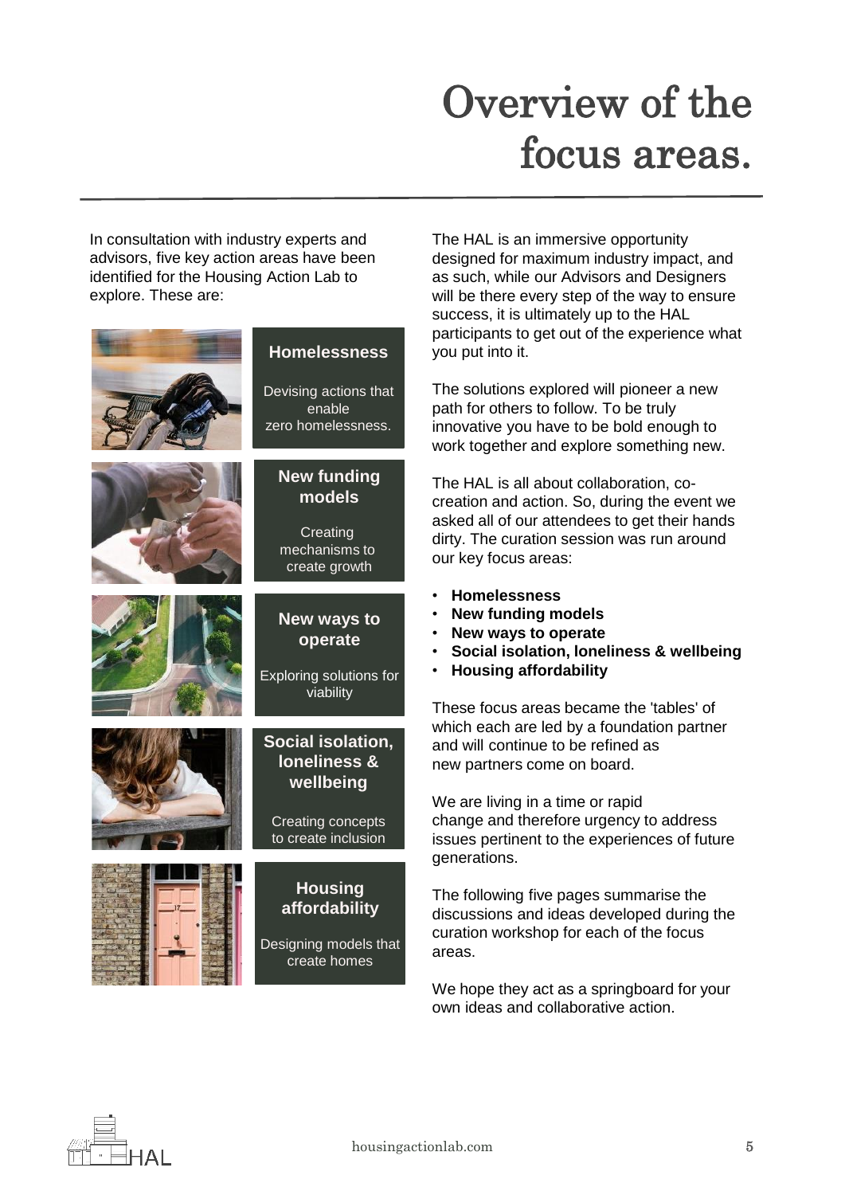# Overview of the focus areas.

In consultation with industry experts and advisors, five key action areas have been identified for the Housing Action Lab to explore. These are:

**Homelessness**

Devising actions that enable zero homelessness.

**New funding models**

Creating mechanisms to create growth

**New ways to operate**

Exploring solutions for viability

**Social isolation, loneliness & wellbeing**

Creating concepts to create inclusion

**Housing affordability**

Designing models that create homes

The HAL is an immersive opportunity designed for maximum industry impact, and as such, while our Advisors and Designers will be there every step of the way to ensure success, it is ultimately up to the HAL participants to get out of the experience what you put into it.

The solutions explored will pioneer a new path for others to follow. To be truly innovative you have to be bold enough to work together and explore something new.

The HAL is all about collaboration, co-creation and action. So, during the event we asked all of our attendees to get their hands dirty. The curation session was run around our key focus areas:

- **Homelessness**
- **New funding models**
- **New ways to operate**
- **Social isolation, loneliness & wellbeing**
- **Housing affordability**

These focus areas became the 'tables' of which each are led by a foundation partner and will continue to be refined as new partners come on board.

We are living in a time or rapid change and therefore urgency to address issues pertinent to the experiences of future generations.

The following five pages summarise the discussions and ideas developed during the curation workshop for each of the focus areas.

We hope they act as a springboard for your own ideas and collaborative action.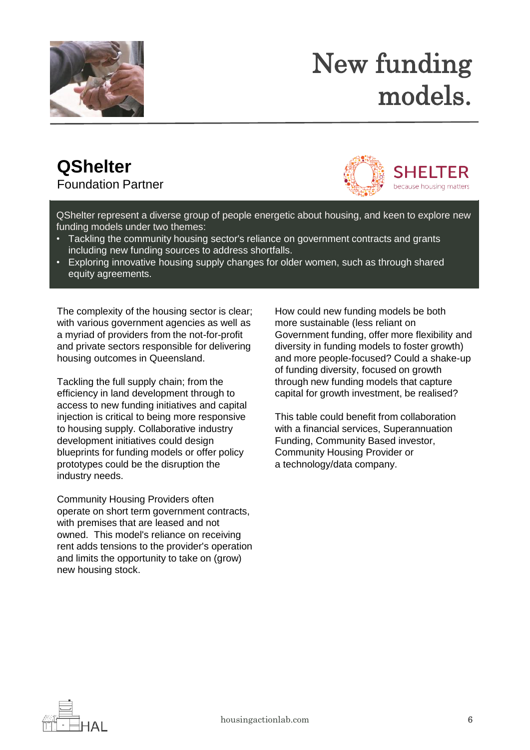# New funding models.

## QShelter

Foundation Partner

QShelter represent a diverse group of people energetic about housing, and keen to explore new funding models under two themes:

- Tackling the community housing sector's reliance on government contracts and grants including new funding sources to address shortfalls.
- Exploring innovative housing supply changes for older women, such as through shared equity agreements.

The complexity of the housing sector is clear; with various government agencies as well as a myriad of providers from the not-for-profit and private sectors responsible for delivering housing outcomes in Queensland.

Tackling the full supply chain; from the efficiency in land development through to access to new funding initiatives and capital injection is critical to being more responsive to housing supply. Collaborative industry development initiatives could design blueprints for funding models or offer policy prototypes could be the disruption the industry needs.

Community Housing Providers often operate on short term government contracts, with premises that are leased and not owned. This model's reliance on receiving rent adds tensions to the provider's operation and limits the opportunity to take on (grow) new housing stock.

How could new funding models be both more sustainable (less reliant on Government funding, offer more flexibility and diversity in funding models to foster growth) and more people-focused? Could a shake-up of funding diversity, focused on growth through new funding models that capture capital for growth investment, be realised?

This table could benefit from collaboration with a financial services, Superannuation Funding, Community Based investor, Community Housing Provider or a technology/data company.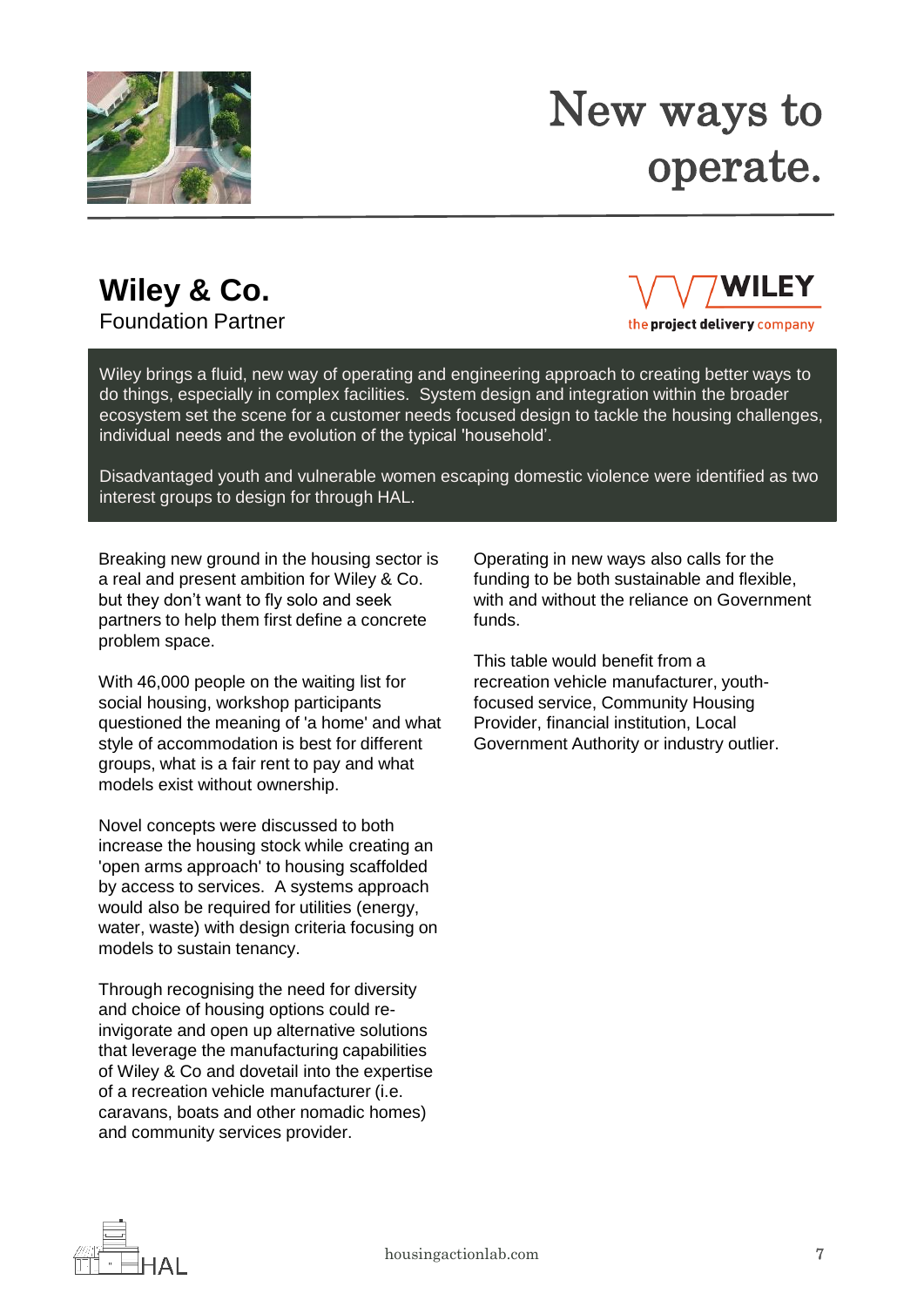# New ways to operate.

## Wiley & Co.

Foundation Partner

WILEY the project delivery company

Wiley brings a fluid, new way of operating and engineering approach to creating better ways to do things, especially in complex facilities. System design and integration within the broader ecosystem set the scene for a customer needs focused design to tackle the housing challenges, individual needs and the evolution of the typical 'household'.

Disadvantaged youth and vulnerable women escaping domestic violence were identified as two interest groups to design for through HAL.

Breaking new ground in the housing sector is a real and present ambition for Wiley & Co. but they don't want to fly solo and seek partners to help them first define a concrete problem space.

With 46,000 people on the waiting list for social housing, workshop participants questioned the meaning of 'a home' and what style of accommodation is best for different groups, what is a fair rent to pay and what models exist without ownership.

Novel concepts were discussed to both increase the housing stock while creating an 'open arms approach' to housing scaffolded by access to services. A systems approach would also be required for utilities (energy, water, waste) with design criteria focusing on models to sustain tenancy.

Through recognising the need for diversity and choice of housing options could re-invigorate and open up alternative solutions that leverage the manufacturing capabilities of Wiley & Co and dovetail into the expertise of a recreation vehicle manufacturer (i.e. caravans, boats and other nomadic homes) and community services provider.

Operating in new ways also calls for the funding to be both sustainable and flexible, with and without the reliance on Government funds.

This table would benefit from a recreation vehicle manufacturer, youth-focused service, Community Housing Provider, financial institution, Local Government Authority or industry outlier.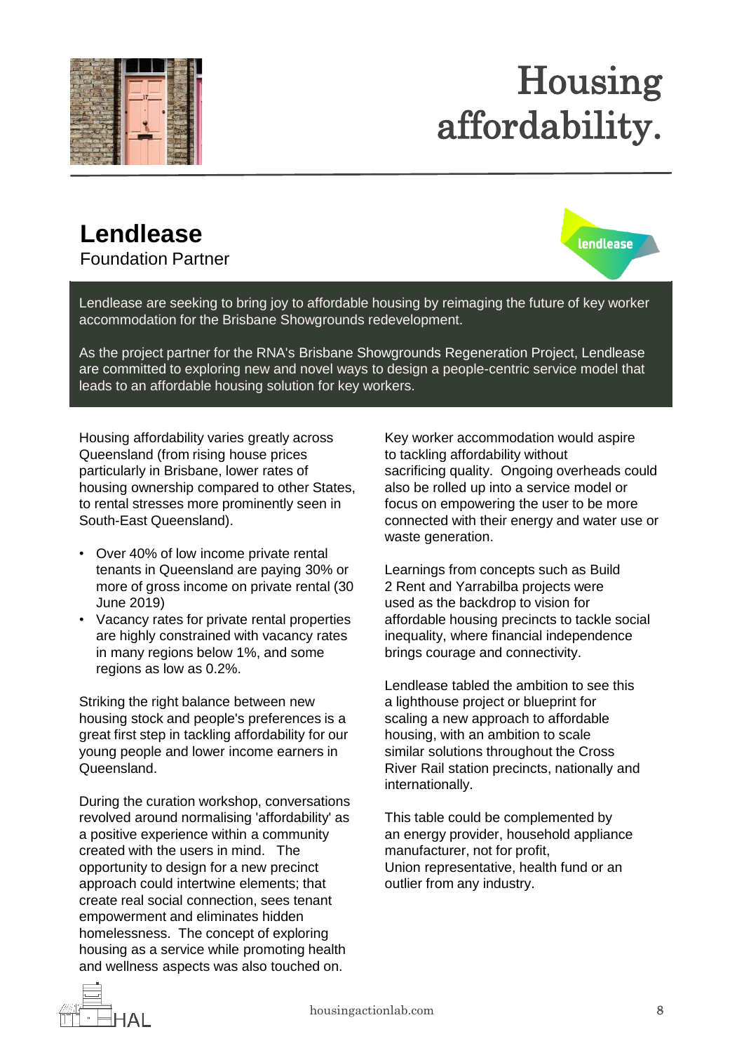# Housing affordability.

## Lendlease

Foundation Partner

Lendlease are seeking to bring joy to affordable housing by reimaging the future of key worker accommodation for the Brisbane Showgrounds redevelopment.

As the project partner for the RNA's Brisbane Showgrounds Regeneration Project, Lendlease are committed to exploring new and novel ways to design a people-centric service model that leads to an affordable housing solution for key workers.

Housing affordability varies greatly across Queensland (from rising house prices particularly in Brisbane, lower rates of housing ownership compared to other States, to rental stresses more prominently seen in South-East Queensland).

- Over 40% of low income private rental tenants in Queensland are paying 30% or more of gross income on private rental (30 June 2019)
- Vacancy rates for private rental properties are highly constrained with vacancy rates in many regions below 1%, and some regions as low as 0.2%.

Striking the right balance between new housing stock and people's preferences is a great first step in tackling affordability for our young people and lower income earners in Queensland.

During the curation workshop, conversations revolved around normalising 'affordability' as a positive experience within a community created with the users in mind. The opportunity to design for a new precinct approach could intertwine elements; that create real social connection, sees tenant empowerment and eliminates hidden homelessness. The concept of exploring housing as a service while promoting health and wellness aspects was also touched on.

Key worker accommodation would aspire to tackling affordability without sacrificing quality. Ongoing overheads could also be rolled up into a service model or focus on empowering the user to be more connected with their energy and water use or waste generation.

Learnings from concepts such as Build 2 Rent and Yarrabilba projects were used as the backdrop to vision for affordable housing precincts to tackle social inequality, where financial independence brings courage and connectivity.

Lendlease tabled the ambition to see this a lighthouse project or blueprint for scaling a new approach to affordable housing, with an ambition to scale similar solutions throughout the Cross River Rail station precincts, nationally and internationally.

This table could be complemented by an energy provider, household appliance manufacturer, not for profit, Union representative, health fund or an outlier from any industry.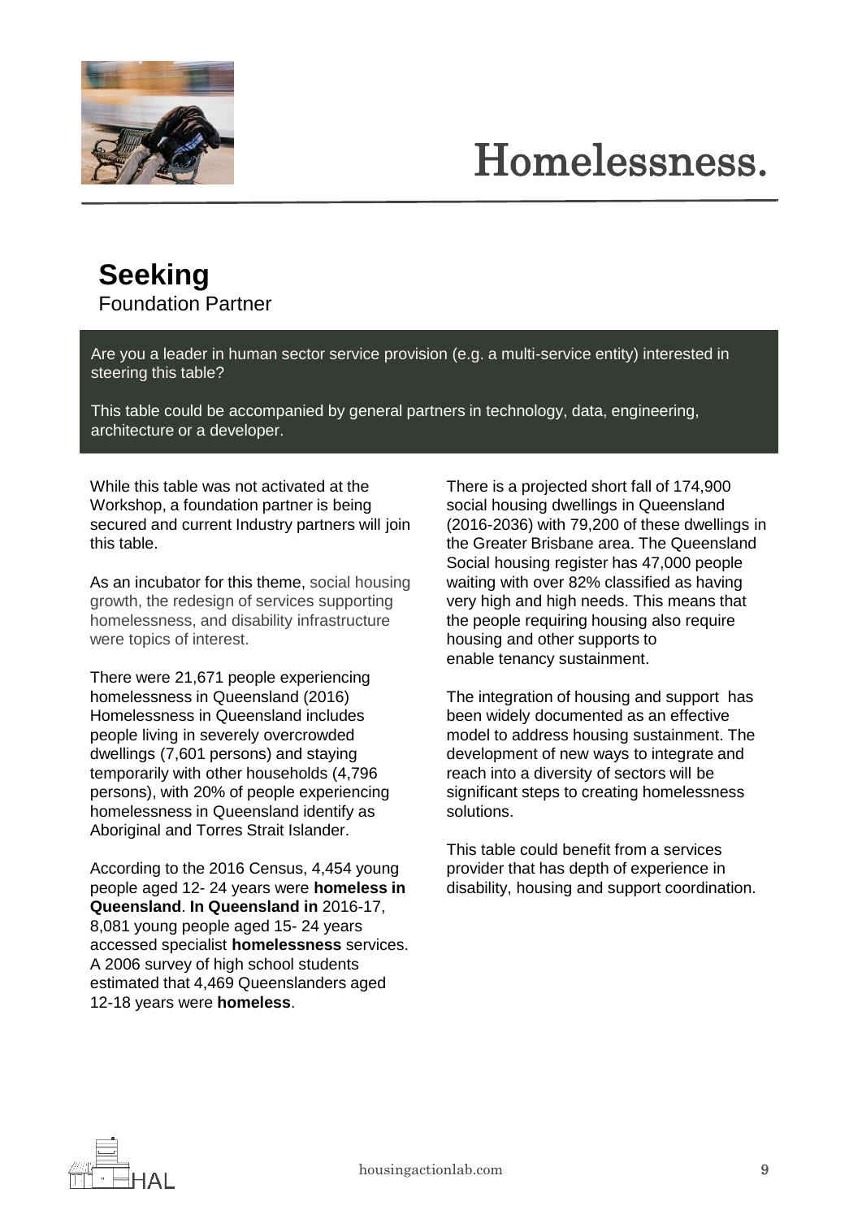# Homelessness.

## Seeking

Foundation Partner

Are you a leader in human sector service provision (e.g. a multi-service entity) interested in steering this table?

This table could be accompanied by general partners in technology, data, engineering, architecture or a developer.

While this table was not activated at the Workshop, a foundation partner is being secured and current Industry partners will join this table.

As an incubator for this theme, social housing growth, the redesign of services supporting homelessness, and disability infrastructure were topics of interest.

There were 21,671 people experiencing homelessness in Queensland (2016) Homelessness in Queensland includes people living in severely overcrowded dwellings (7,601 persons) and staying temporarily with other households (4,796 persons), with 20% of people experiencing homelessness in Queensland identify as Aboriginal and Torres Strait Islander.

According to the 2016 Census, 4,454 young people aged 12- 24 years were **homeless in Queensland**. **In Queensland in** 2016-17, 8,081 young people aged 15- 24 years accessed specialist **homelessness** services. A 2006 survey of high school students estimated that 4,469 Queenslanders aged 12-18 years were **homeless**.

There is a projected short fall of 174,900 social housing dwellings in Queensland (2016-2036) with 79,200 of these dwellings in the Greater Brisbane area. The Queensland Social housing register has 47,000 people waiting with over 82% classified as having very high and high needs. This means that the people requiring housing also require housing and other supports to enable tenancy sustainment.

The integration of housing and support has been widely documented as an effective model to address housing sustainment. The development of new ways to integrate and reach into a diversity of sectors will be significant steps to creating homelessness solutions.

This table could benefit from a services provider that has depth of experience in disability, housing and support coordination.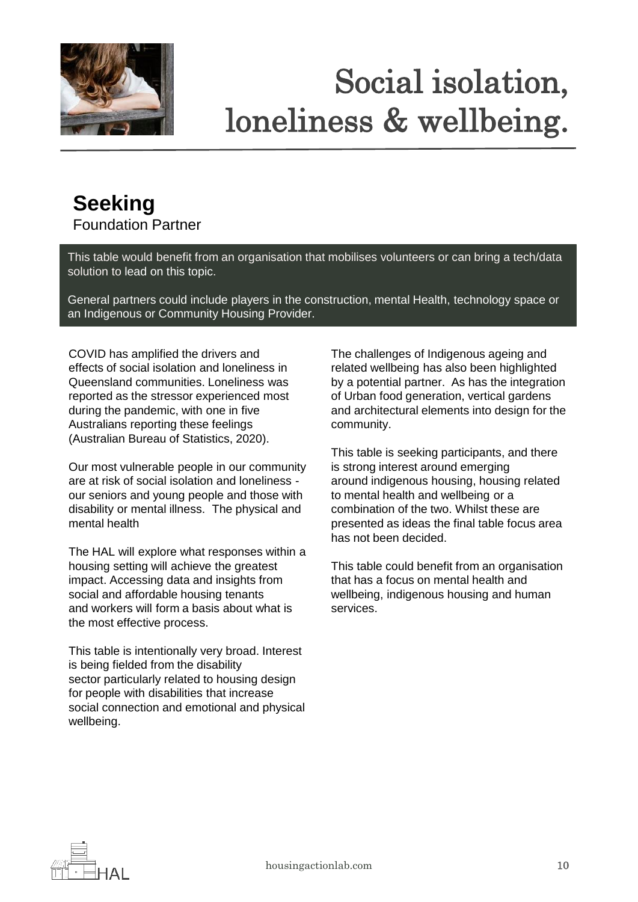# Social isolation, loneliness & wellbeing.

## Seeking

Foundation Partner

This table would benefit from an organisation that mobilises volunteers or can bring a tech/data solution to lead on this topic.

General partners could include players in the construction, mental Health, technology space or an Indigenous or Community Housing Provider.

COVID has amplified the drivers and effects of social isolation and loneliness in Queensland communities. Loneliness was reported as the stressor experienced most during the pandemic, with one in five Australians reporting these feelings (Australian Bureau of Statistics, 2020).

Our most vulnerable people in our community are at risk of social isolation and loneliness - our seniors and young people and those with disability or mental illness. The physical and mental health

The HAL will explore what responses within a housing setting will achieve the greatest impact. Accessing data and insights from social and affordable housing tenants and workers will form a basis about what is the most effective process.

This table is intentionally very broad. Interest is being fielded from the disability sector particularly related to housing design for people with disabilities that increase social connection and emotional and physical wellbeing.

The challenges of Indigenous ageing and related wellbeing has also been highlighted by a potential partner. As has the integration of Urban food generation, vertical gardens and architectural elements into design for the community.

This table is seeking participants, and there is strong interest around emerging around indigenous housing, housing related to mental health and wellbeing or a combination of the two. Whilst these are presented as ideas the final table focus area has not been decided.

This table could benefit from an organisation that has a focus on mental health and wellbeing, indigenous housing and human services.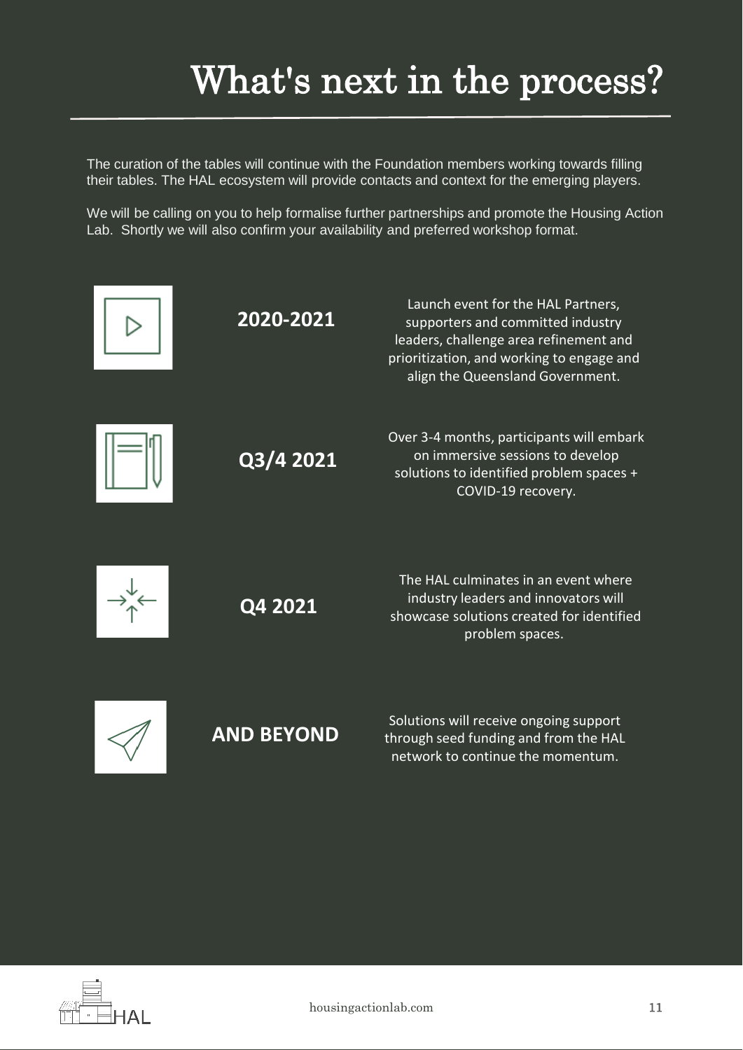# What's next in the process?

The curation of the tables will continue with the Foundation members working towards filling their tables. The HAL ecosystem will provide contacts and context for the emerging players.

We will be calling on you to help formalise further partnerships and promote the Housing Action Lab. Shortly we will also confirm your availability and preferred workshop format.

**2020-2021**

Launch event for the HAL Partners, supporters and committed industry leaders, challenge area refinement and prioritization, and working to engage and align the Queensland Government.

**Q3/4 2021**

Over 3-4 months, participants will embark on immersive sessions to develop solutions to identified problem spaces + COVID-19 recovery.

**Q4 2021**

The HAL culminates in an event where industry leaders and innovators will showcase solutions created for identified problem spaces.

**AND BEYOND**

Solutions will receive ongoing support through seed funding and from the HAL network to continue the momentum.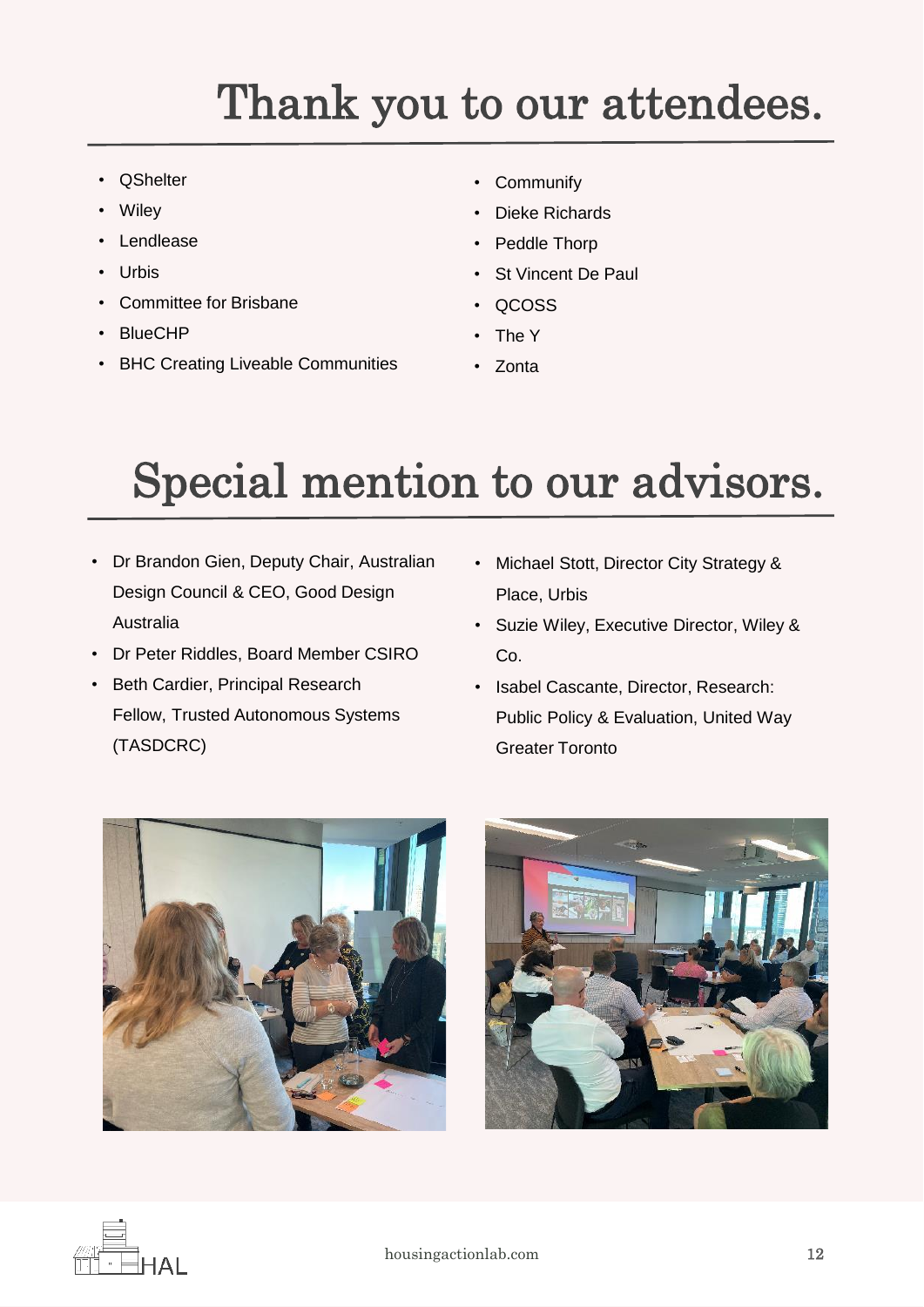# Thank you to our attendees.

- QShelter
- Wiley
- Lendlease
- Urbis
- Committee for Brisbane
- BlueCHP
- BHC Creating Liveable Communities
- Communify
- Dieke Richards
- Peddle Thorp
- St Vincent De Paul
- QCOSS
- The Y
- Zonta

# Special mention to our advisors.

- Dr Brandon Gien, Deputy Chair, Australian Design Council & CEO, Good Design Australia
- Dr Peter Riddles, Board Member CSIRO
- Beth Cardier, Principal Research Fellow, Trusted Autonomous Systems (TASDCRC)
- Michael Stott, Director City Strategy & Place, Urbis
- Suzie Wiley, Executive Director, Wiley & Co.
- Isabel Cascante, Director, Research: Public Policy & Evaluation, United Way Greater Toronto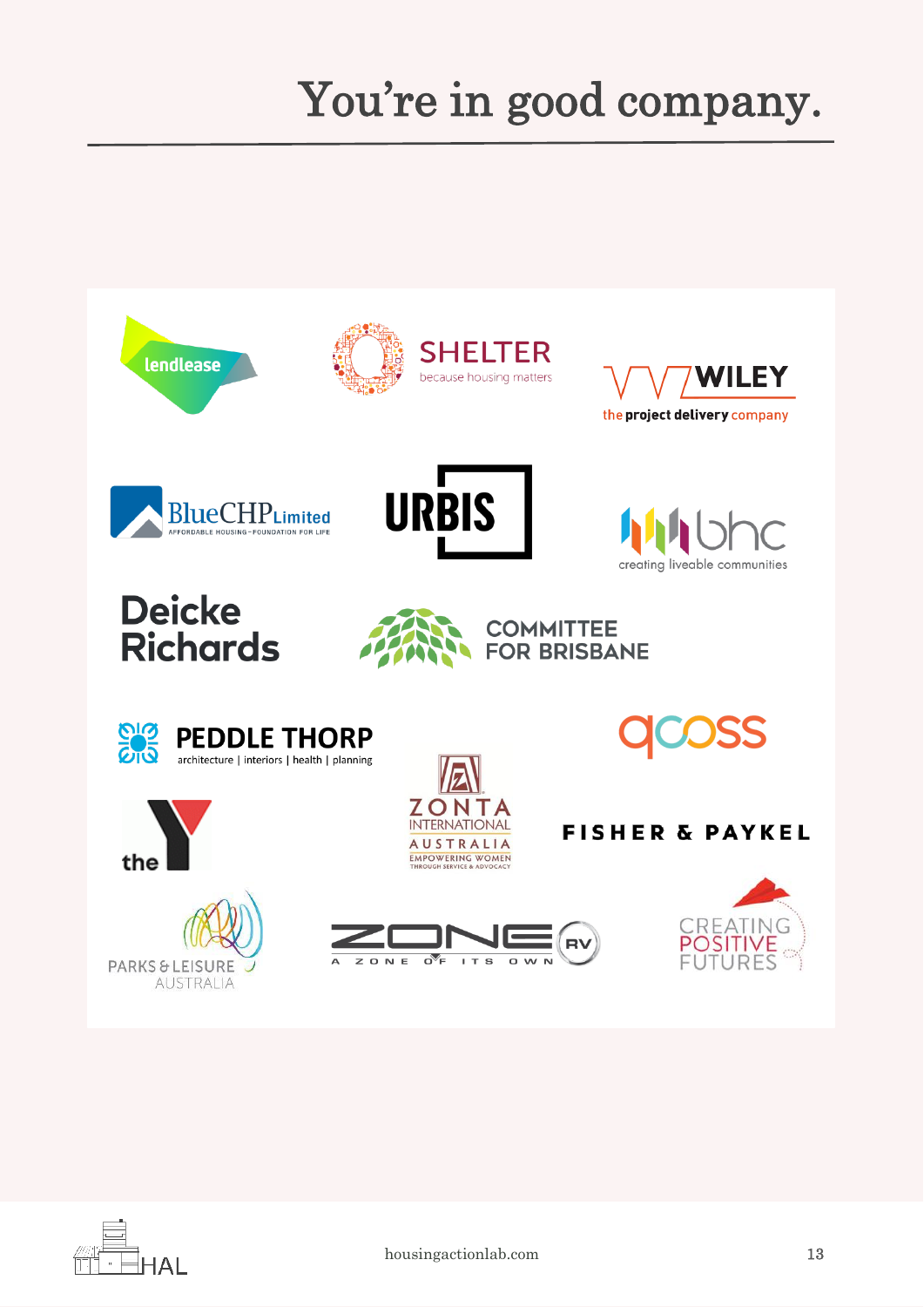# You're in good company.

lendlease

SHELTER
because housing matters

WILEY
the project delivery company

BlueCHP Limited
AFFORDABLE HOUSING - FOUNDATION FOR LIFE

URBIS

bhc
creating liveable communities

Deicke Richards

COMMITTEE FOR BRISBANE

PEDDLE THORP
architecture | interiors | health | planning

qcoss

the Y

ZONTA INTERNATIONAL AUSTRALIA
EMPOWERING WOMEN THROUGH SERVICE & ADVOCACY

FISHER & PAYKEL

PARKS & LEISURE AUSTRALIA

ZONE RV
A ZONE OF ITS OWN

CREATING POSITIVE FUTURES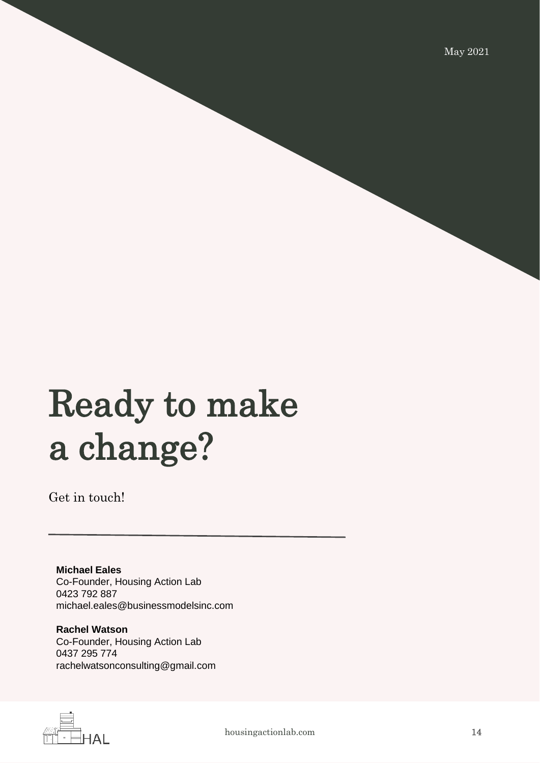May 2021

# Ready to make a change?

Get in touch!

**Michael Eales**
Co-Founder, Housing Action Lab
0423 792 887
michael.eales@businessmodelsinc.com

**Rachel Watson**
Co-Founder, Housing Action Lab
0437 295 774
rachelwatsonconsulting@gmail.com

HAL

housingactionlab.com